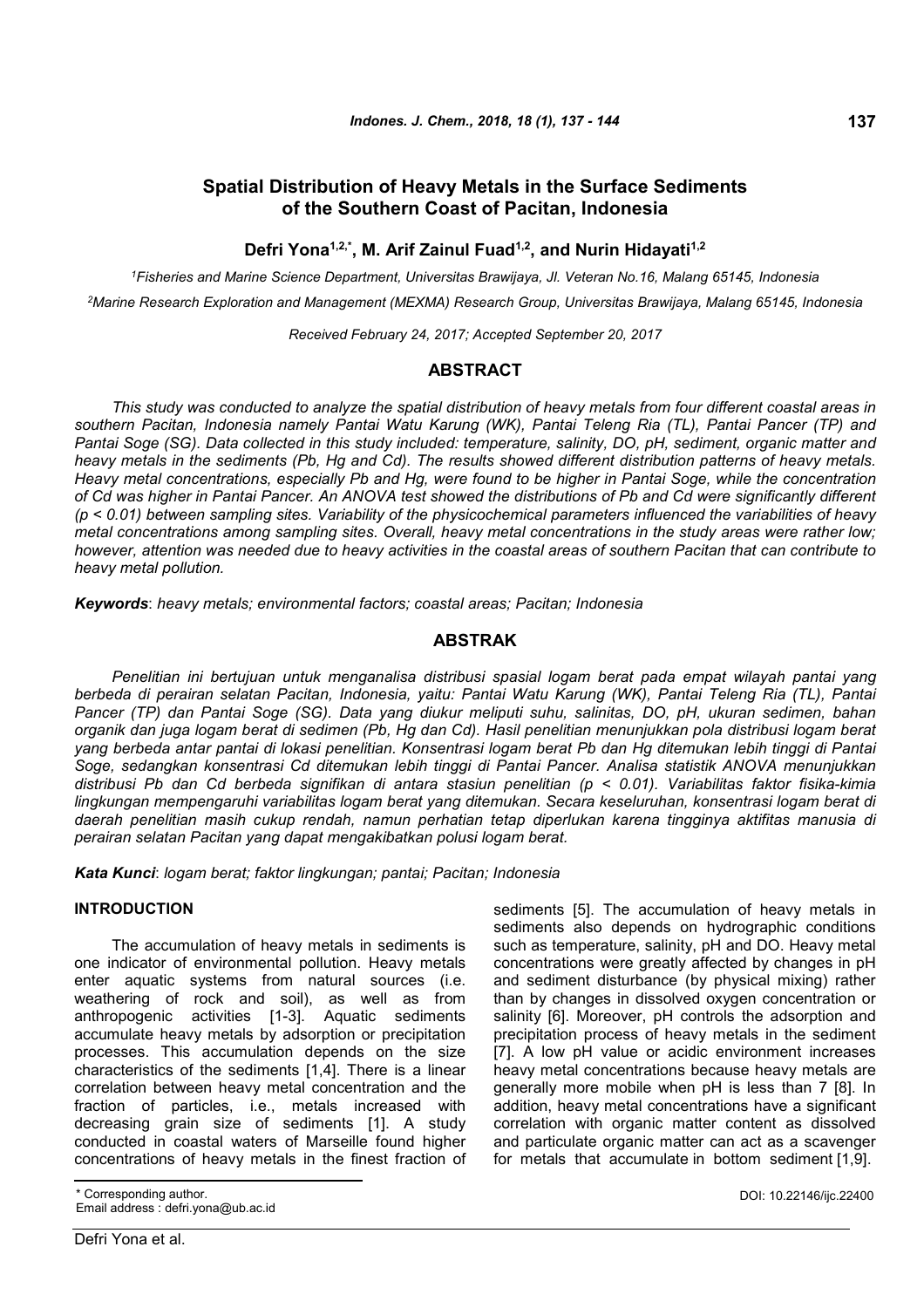# Spatial Distribution of Heavy Metals in the Surface Sediments of the Southern Coast of Pacitan, Indonesia

**Defri Yona[1,2,*], M. Arif Zainul Fuad[1,2], and Nurin Hidayati[1,2]**

[1]Fisheries and Marine Science Department, Universitas Brawijaya, Jl. Veteran No.16, Malang 65145, Indonesia

[2]Marine Research Exploration and Management (MEXMA) Research Group, Universitas Brawijaya, Malang 65145, Indonesia

*Received February 24, 2017; Accepted September 20, 2017*

## ABSTRACT

*This study was conducted to analyze the spatial distribution of heavy metals from four different coastal areas in southern Pacitan, Indonesia namely Pantai Watu Karung (WK), Pantai Teleng Ria (TL), Pantai Pancer (TP) and Pantai Soge (SG). Data collected in this study included: temperature, salinity, DO, pH, sediment, organic matter and heavy metals in the sediments (Pb, Hg and Cd). The results showed different distribution patterns of heavy metals. Heavy metal concentrations, especially Pb and Hg, were found to be higher in Pantai Soge, while the concentration of Cd was higher in Pantai Pancer. An ANOVA test showed the distributions of Pb and Cd were significantly different ($p < 0.01$) between sampling sites. Variability of the physicochemical parameters influenced the variabilities of heavy metal concentrations among sampling sites. Overall, heavy metal concentrations in the study areas were rather low; however, attention was needed due to heavy activities in the coastal areas of southern Pacitan that can contribute to heavy metal pollution.*

***Keywords***: *heavy metals; environmental factors; coastal areas; Pacitan; Indonesia*

## ABSTRAK

*Penelitian ini bertujuan untuk menganalisa distribusi spasial logam berat pada empat wilayah pantai yang berbeda di perairan selatan Pacitan, Indonesia, yaitu: Pantai Watu Karung (WK), Pantai Teleng Ria (TL), Pantai Pancer (TP) dan Pantai Soge (SG). Data yang diukur meliputi suhu, salinitas, DO, pH, ukuran sedimen, bahan organik dan juga logam berat di sedimen (Pb, Hg dan Cd). Hasil penelitian menunjukkan pola distribusi logam berat yang berbeda antar pantai di lokasi penelitian. Konsentrasi logam berat Pb dan Hg ditemukan lebih tinggi di Pantai Soge, sedangkan konsentrasi Cd ditemukan lebih tinggi di Pantai Pancer. Analisa statistik ANOVA menunjukkan distribusi Pb dan Cd berbeda signifikan di antara stasiun penelitian ($p < 0.01$). Variabilitas faktor fisika-kimia lingkungan mempengaruhi variabilitas logam berat yang ditemukan. Secara keseluruhan, konsentrasi logam berat di daerah penelitian masih cukup rendah, namun perhatian tetap diperlukan karena tingginya aktifitas manusia di perairan selatan Pacitan yang dapat mengakibatkan polusi logam berat.*

***Kata Kunci***: *logam berat; faktor lingkungan; pantai; Pacitan; Indonesia*

## INTRODUCTION

The accumulation of heavy metals in sediments is one indicator of environmental pollution. Heavy metals enter aquatic systems from natural sources (i.e. weathering of rock and soil), as well as from anthropogenic activities [1-3]. Aquatic sediments accumulate heavy metals by adsorption or precipitation processes. This accumulation depends on the size characteristics of the sediments [1,4]. There is a linear correlation between heavy metal concentration and the fraction of particles, i.e., metals increased with decreasing grain size of sediments [1]. A study conducted in coastal waters of Marseille found higher concentrations of heavy metals in the finest fraction of sediments [5]. The accumulation of heavy metals in sediments also depends on hydrographic conditions such as temperature, salinity, pH and DO. Heavy metal concentrations were greatly affected by changes in pH and sediment disturbance (by physical mixing) rather than by changes in dissolved oxygen concentration or salinity [6]. Moreover, pH controls the adsorption and precipitation process of heavy metals in the sediment [7]. A low pH value or acidic environment increases heavy metal concentrations because heavy metals are generally more mobile when pH is less than 7 [8]. In addition, heavy metal concentrations have a significant correlation with organic matter content as dissolved and particulate organic matter can act as a scavenger for metals that accumulate in bottom sediment [1,9].

\* Corresponding author.
Email address : defri.yona@ub.ac.id

DOI: 10.22146/ijc.22400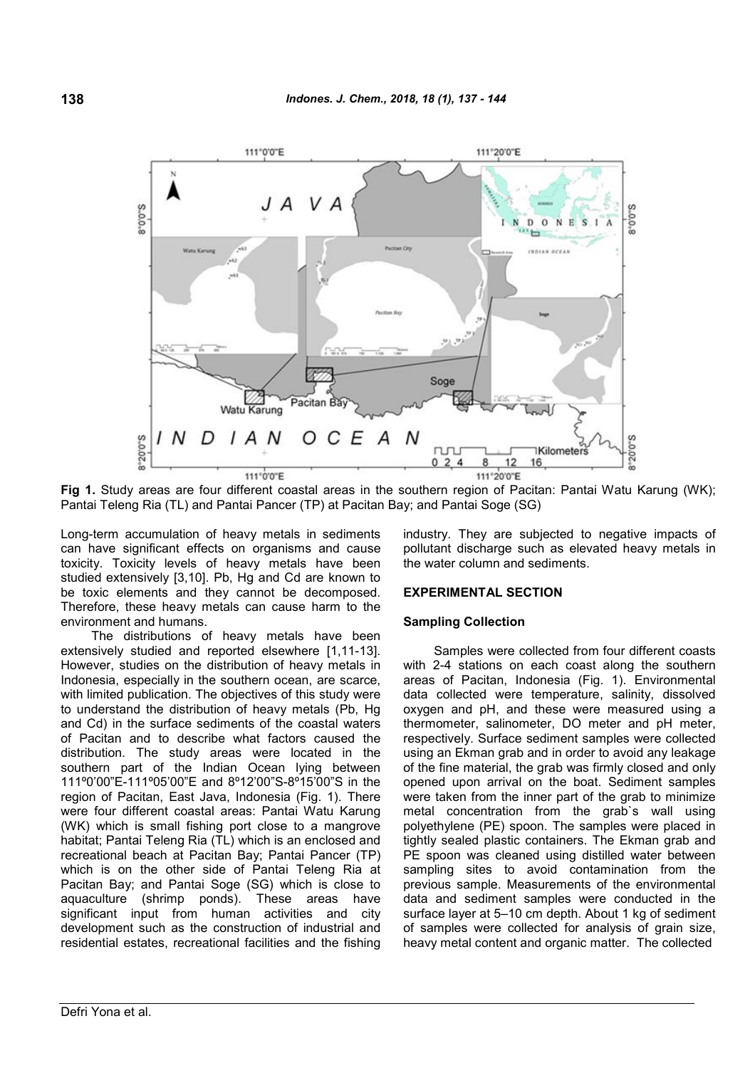Fig 1. Study areas are four different coastal areas in the southern region of Pacitan: Pantai Watu Karung (WK); Pantai Teleng Ria (TL) and Pantai Pancer (TP) at Pacitan Bay; and Pantai Soge (SG)

Long-term accumulation of heavy metals in sediments can have significant effects on organisms and cause toxicity. Toxicity levels of heavy metals have been studied extensively [3,10]. Pb, Hg and Cd are known to be toxic elements and they cannot be decomposed. Therefore, these heavy metals can cause harm to the environment and humans.

The distributions of heavy metals have been extensively studied and reported elsewhere [1,11-13]. However, studies on the distribution of heavy metals in Indonesia, especially in the southern ocean, are scarce, with limited publication. The objectives of this study were to understand the distribution of heavy metals (Pb, Hg and Cd) in the surface sediments of the coastal waters of Pacitan and to describe what factors caused the distribution. The study areas were located in the southern part of the Indian Ocean lying between 111º00'00"E-111º05'00"E and 8º12'00"S-8º15'00"S in the region of Pacitan, East Java, Indonesia (Fig. 1). There were four different coastal areas: Pantai Watu Karung (WK) which is small fishing port close to a mangrove habitat; Pantai Teleng Ria (TL) which is an enclosed and recreational beach at Pacitan Bay; Pantai Pancer (TP) which is on the other side of Pantai Teleng Ria at Pacitan Bay; and Pantai Soge (SG) which is close to aquaculture (shrimp ponds). These areas have significant input from human activities and city development such as the construction of industrial and residential estates, recreational facilities and the fishing industry. They are subjected to negative impacts of pollutant discharge such as elevated heavy metals in the water column and sediments.

## EXPERIMENTAL SECTION

### Sampling Collection

Samples were collected from four different coasts with 2-4 stations on each coast along the southern areas of Pacitan, Indonesia (Fig. 1). Environmental data collected were temperature, salinity, dissolved oxygen and pH, and these were measured using a thermometer, salinometer, DO meter and pH meter, respectively. Surface sediment samples were collected using an Ekman grab and in order to avoid any leakage of the fine material, the grab was firmly closed and only opened upon arrival on the boat. Sediment samples were taken from the inner part of the grab to minimize metal concentration from the grab`s wall using polyethylene (PE) spoon. The samples were placed in tightly sealed plastic containers. The Ekman grab and PE spoon was cleaned using distilled water between sampling sites to avoid contamination from the previous sample. Measurements of the environmental data and sediment samples were conducted in the surface layer at 5–10 cm depth. About 1 kg of sediment of samples were collected for analysis of grain size, heavy metal content and organic matter. The collected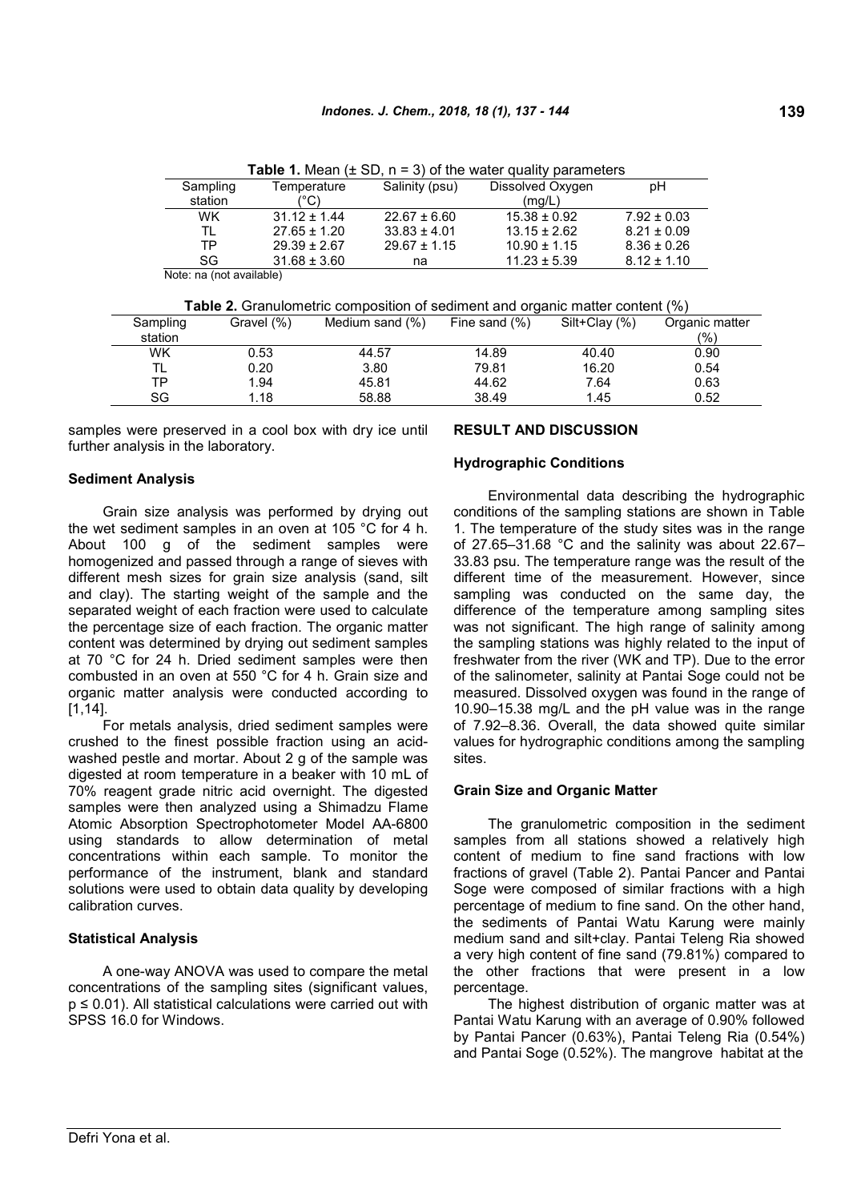**Table 1.** Mean (± SD, n = 3) of the water quality parameters

| Sampling station | Temperature (°C) | Salinity (psu) | Dissolved Oxygen (mg/L) | pH |
|---|---|---|---|---|
| WK | 31.12 ± 1.44 | 22.67 ± 6.60 | 15.38 ± 0.92 | 7.92 ± 0.03 |
| TL | 27.65 ± 1.20 | 33.83 ± 4.01 | 13.15 ± 2.62 | 8.21 ± 0.09 |
| TP | 29.39 ± 2.67 | 29.67 ± 1.15 | 10.90 ± 1.15 | 8.36 ± 0.26 |
| SG | 31.68 ± 3.60 | na | 11.23 ± 5.39 | 8.12 ± 1.10 |

Note: na (not available)

**Table 2.** Granulometric composition of sediment and organic matter content (%)

| Sampling station | Gravel (%) | Medium sand (%) | Fine sand (%) | Silt+Clay (%) | Organic matter (%) |
|---|---|---|---|---|---|
| WK | 0.53 | 44.57 | 14.89 | 40.40 | 0.90 |
| TL | 0.20 | 3.80 | 79.81 | 16.20 | 0.54 |
| TP | 1.94 | 45.81 | 44.62 | 7.64 | 0.63 |
| SG | 1.18 | 58.88 | 38.49 | 1.45 | 0.52 |

samples were preserved in a cool box with dry ice until further analysis in the laboratory.

### Sediment Analysis

Grain size analysis was performed by drying out the wet sediment samples in an oven at 105 °C for 4 h. About 100 g of the sediment samples were homogenized and passed through a range of sieves with different mesh sizes for grain size analysis (sand, silt and clay). The starting weight of the sample and the separated weight of each fraction were used to calculate the percentage size of each fraction. The organic matter content was determined by drying out sediment samples at 70 °C for 24 h. Dried sediment samples were then combusted in an oven at 550 °C for 4 h. Grain size and organic matter analysis were conducted according to [1,14].

For metals analysis, dried sediment samples were crushed to the finest possible fraction using an acid-washed pestle and mortar. About 2 g of the sample was digested at room temperature in a beaker with 10 mL of 70% reagent grade nitric acid overnight. The digested samples were then analyzed using a Shimadzu Flame Atomic Absorption Spectrophotometer Model AA-6800 using standards to allow determination of metal concentrations within each sample. To monitor the performance of the instrument, blank and standard solutions were used to obtain data quality by developing calibration curves.

### Statistical Analysis

A one-way ANOVA was used to compare the metal concentrations of the sampling sites (significant values, $p \leq 0.01$). All statistical calculations were carried out with SPSS 16.0 for Windows.

## RESULT AND DISCUSSION

### Hydrographic Conditions

Environmental data describing the hydrographic conditions of the sampling stations are shown in Table 1. The temperature of the study sites was in the range of 27.65–31.68 °C and the salinity was about 22.67–33.83 psu. The temperature range was the result of the different time of the measurement. However, since sampling was conducted on the same day, the difference of the temperature among sampling sites was not significant. The high range of salinity among the sampling stations was highly related to the input of freshwater from the river (WK and TP). Due to the error of the salinometer, salinity at Pantai Soge could not be measured. Dissolved oxygen was found in the range of 10.90–15.38 mg/L and the pH value was in the range of 7.92–8.36. Overall, the data showed quite similar values for hydrographic conditions among the sampling sites.

### Grain Size and Organic Matter

The granulometric composition in the sediment samples from all stations showed a relatively high content of medium to fine sand fractions with low fractions of gravel (Table 2). Pantai Pancer and Pantai Soge were composed of similar fractions with a high percentage of medium to fine sand. On the other hand, the sediments of Pantai Watu Karung were mainly medium sand and silt+clay. Pantai Teleng Ria showed a very high content of fine sand (79.81%) compared to the other fractions that were present in a low percentage.

The highest distribution of organic matter was at Pantai Watu Karung with an average of 0.90% followed by Pantai Pancer (0.63%), Pantai Teleng Ria (0.54%) and Pantai Soge (0.52%). The mangrove habitat at the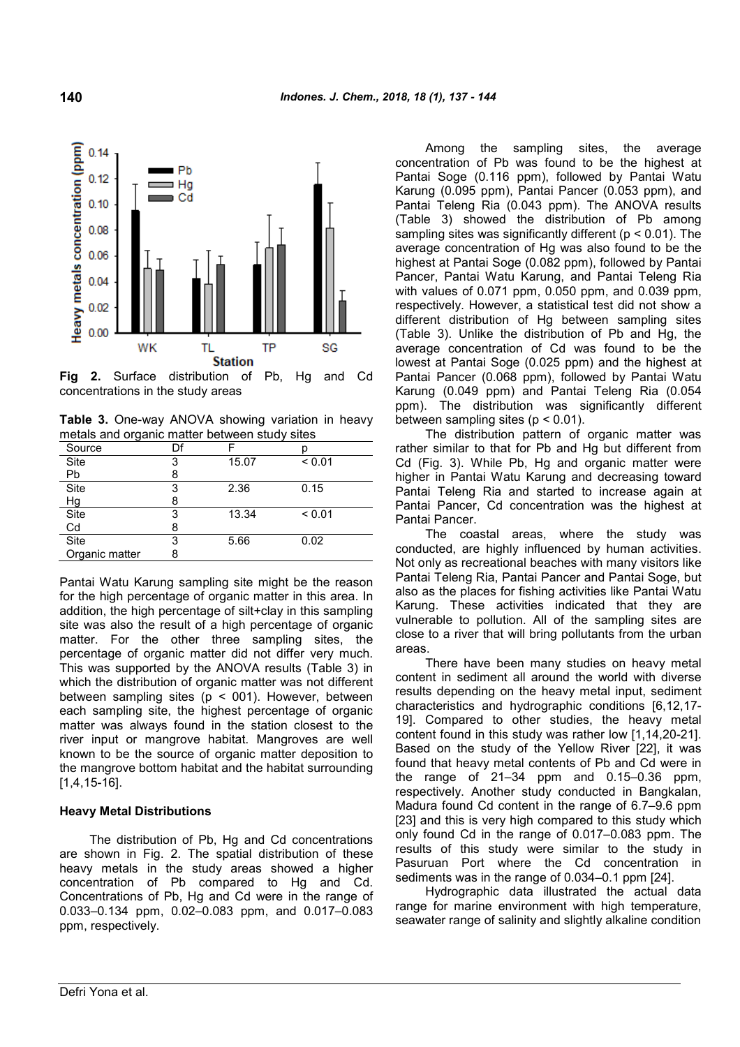Fig 2. Surface distribution of Pb, Hg and Cd concentrations in the study areas

**Table 3.** One-way ANOVA showing variation in heavy metals and organic matter between study sites

| Source | Df | F | p |
|---|---|---|---|
| Site | 3 | 15.07 | < 0.01 |
| Pb | 8 | | |
| Site | 3 | 2.36 | 0.15 |
| Hg | 8 | | |
| Site | 3 | 13.34 | < 0.01 |
| Cd | 8 | | |
| Site | 3 | 5.66 | 0.02 |
| Organic matter | 8 | | |

Pantai Watu Karung sampling site might be the reason for the high percentage of organic matter in this area. In addition, the high percentage of silt+clay in this sampling site was also the result of a high percentage of organic matter. For the other three sampling sites, the percentage of organic matter did not differ very much. This was supported by the ANOVA results (Table 3) in which the distribution of organic matter was not different between sampling sites ($p < 001$). However, between each sampling site, the highest percentage of organic matter was always found in the station closest to the river input or mangrove habitat. Mangroves are well known to be the source of organic matter deposition to the mangrove bottom habitat and the habitat surrounding [1,4,15-16].

### Heavy Metal Distributions

The distribution of Pb, Hg and Cd concentrations are shown in Fig. 2. The spatial distribution of these heavy metals in the study areas showed a higher concentration of Pb compared to Hg and Cd. Concentrations of Pb, Hg and Cd were in the range of 0.033–0.134 ppm, 0.02–0.083 ppm, and 0.017–0.083 ppm, respectively.

Among the sampling sites, the average concentration of Pb was found to be the highest at Pantai Soge (0.116 ppm), followed by Pantai Watu Karung (0.095 ppm), Pantai Pancer (0.053 ppm), and Pantai Teleng Ria (0.043 ppm). The ANOVA results (Table 3) showed the distribution of Pb among sampling sites was significantly different ($p < 0.01$). The average concentration of Hg was also found to be the highest at Pantai Soge (0.082 ppm), followed by Pantai Pancer, Pantai Watu Karung, and Pantai Teleng Ria with values of 0.071 ppm, 0.050 ppm, and 0.039 ppm, respectively. However, a statistical test did not show a different distribution of Hg between sampling sites (Table 3). Unlike the distribution of Pb and Hg, the average concentration of Cd was found to be the lowest at Pantai Soge (0.025 ppm) and the highest at Pantai Pancer (0.068 ppm), followed by Pantai Watu Karung (0.049 ppm) and Pantai Teleng Ria (0.054 ppm). The distribution was significantly different between sampling sites ($p < 0.01$).

The distribution pattern of organic matter was rather similar to that for Pb and Hg but different from Cd (Fig. 3). While Pb, Hg and organic matter were higher in Pantai Watu Karung and decreasing toward Pantai Teleng Ria and started to increase again at Pantai Pancer, Cd concentration was the highest at Pantai Pancer.

The coastal areas, where the study was conducted, are highly influenced by human activities. Not only as recreational beaches with many visitors like Pantai Teleng Ria, Pantai Pancer and Pantai Soge, but also as the places for fishing activities like Pantai Watu Karung. These activities indicated that they are vulnerable to pollution. All of the sampling sites are close to a river that will bring pollutants from the urban areas.

There have been many studies on heavy metal content in sediment all around the world with diverse results depending on the heavy metal input, sediment characteristics and hydrographic conditions [6,12,17-19]. Compared to other studies, the heavy metal content found in this study was rather low [1,14,20-21]. Based on the study of the Yellow River [22], it was found that heavy metal contents of Pb and Cd were in the range of 21–34 ppm and 0.15–0.36 ppm, respectively. Another study conducted in Bangkalan, Madura found Cd content in the range of 6.7–9.6 ppm [23] and this is very high compared to this study which only found Cd in the range of 0.017–0.083 ppm. The results of this study were similar to the study in Pasuruan Port where the Cd concentration in sediments was in the range of 0.034–0.1 ppm [24].

Hydrographic data illustrated the actual data range for marine environment with high temperature, seawater range of salinity and slightly alkaline condition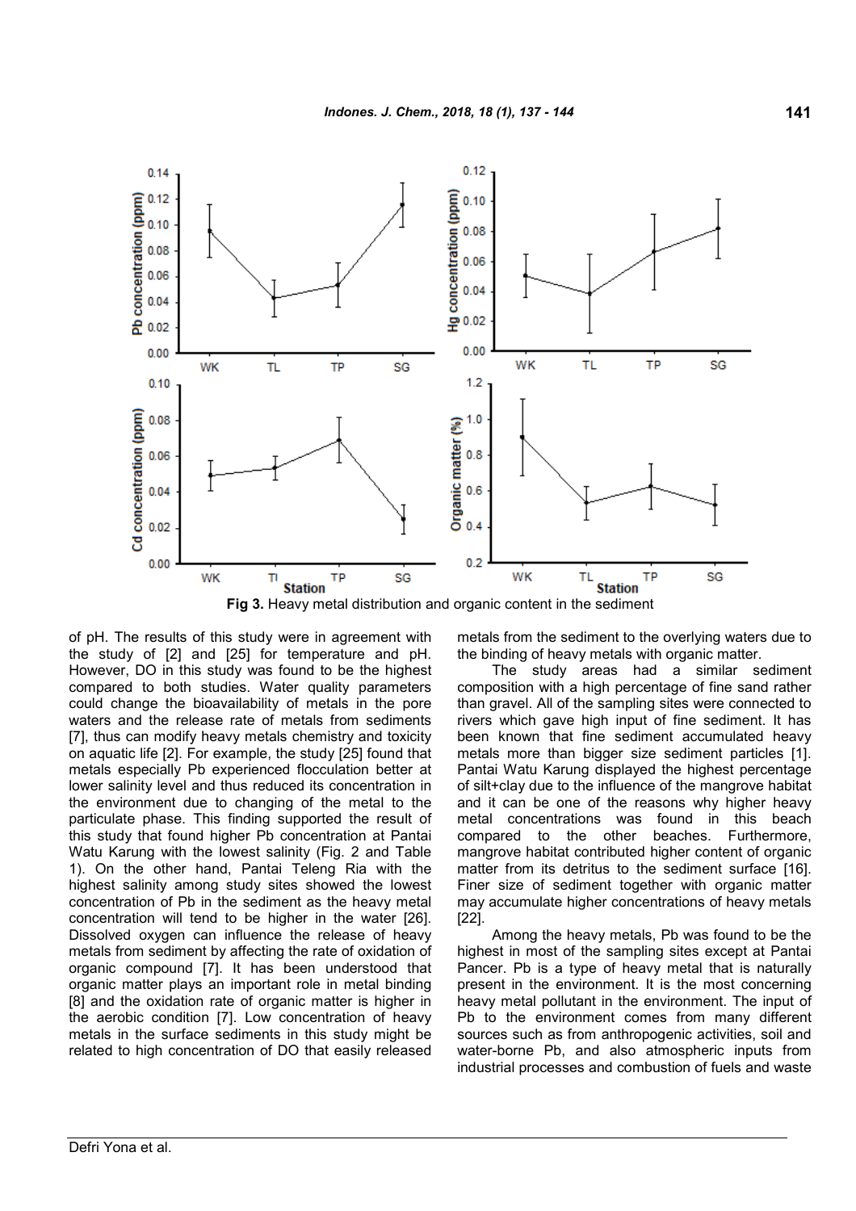Fig 3. Heavy metal distribution and organic content in the sediment

of pH. The results of this study were in agreement with the study of [2] and [25] for temperature and pH. However, DO in this study was found to be the highest compared to both studies. Water quality parameters could change the bioavailability of metals in the pore waters and the release rate of metals from sediments [7], thus can modify heavy metals chemistry and toxicity on aquatic life [2]. For example, the study [25] found that metals especially Pb experienced flocculation better at lower salinity level and thus reduced its concentration in the environment due to changing of the metal to the particulate phase. This finding supported the result of this study that found higher Pb concentration at Pantai Watu Karung with the lowest salinity (Fig. 2 and Table 1). On the other hand, Pantai Teleng Ria with the highest salinity among study sites showed the lowest concentration of Pb in the sediment as the heavy metal concentration will tend to be higher in the water [26]. Dissolved oxygen can influence the release of heavy metals from sediment by affecting the rate of oxidation of organic compound [7]. It has been understood that organic matter plays an important role in metal binding [8] and the oxidation rate of organic matter is higher in the aerobic condition [7]. Low concentration of heavy metals in the surface sediments in this study might be related to high concentration of DO that easily released metals from the sediment to the overlying waters due to the binding of heavy metals with organic matter.

The study areas had a similar sediment composition with a high percentage of fine sand rather than gravel. All of the sampling sites were connected to rivers which gave high input of fine sediment. It has been known that fine sediment accumulated heavy metals more than bigger size sediment particles [1]. Pantai Watu Karung displayed the highest percentage of silt+clay due to the influence of the mangrove habitat and it can be one of the reasons why higher heavy metal concentrations was found in this beach compared to the other beaches. Furthermore, mangrove habitat contributed higher content of organic matter from its detritus to the sediment surface [16]. Finer size of sediment together with organic matter may accumulate higher concentrations of heavy metals [22].

Among the heavy metals, Pb was found to be the highest in most of the sampling sites except at Pantai Pancer. Pb is a type of heavy metal that is naturally present in the environment. It is the most concerning heavy metal pollutant in the environment. The input of Pb to the environment comes from many different sources such as from anthropogenic activities, soil and water-borne Pb, and also atmospheric inputs from industrial processes and combustion of fuels and waste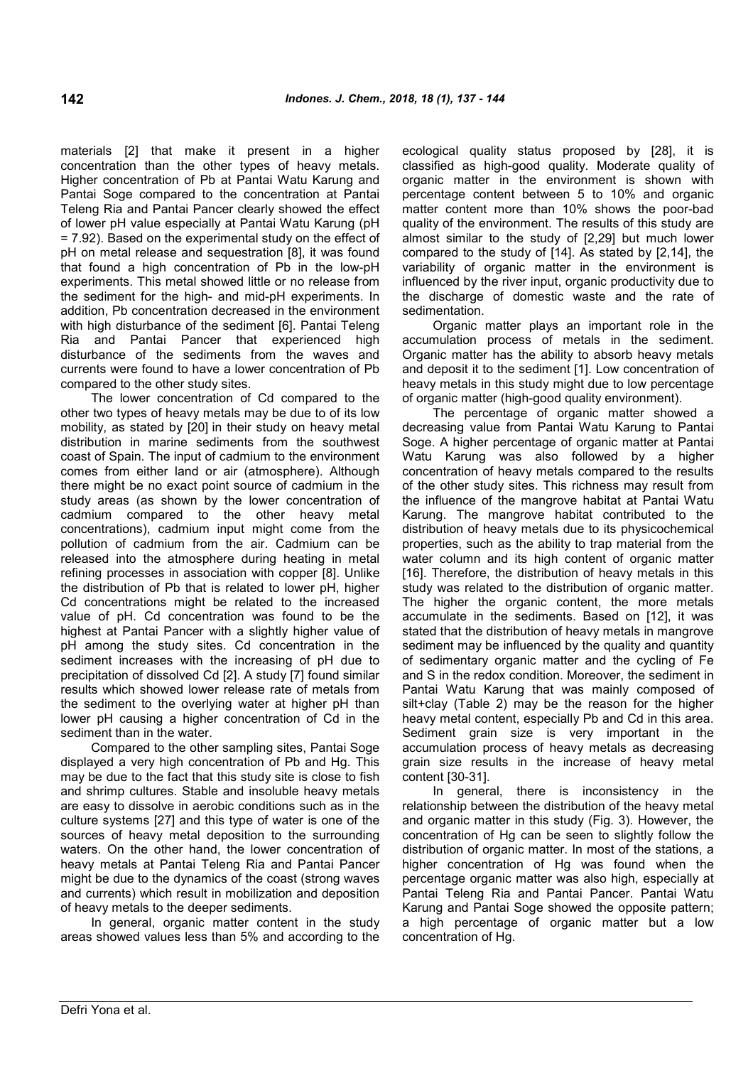materials [2] that make it present in a higher concentration than the other types of heavy metals. Higher concentration of Pb at Pantai Watu Karung and Pantai Soge compared to the concentration at Pantai Teleng Ria and Pantai Pancer clearly showed the effect of lower pH value especially at Pantai Watu Karung (pH = 7.92). Based on the experimental study on the effect of pH on metal release and sequestration [8], it was found that found a high concentration of Pb in the low-pH experiments. This metal showed little or no release from the sediment for the high- and mid-pH experiments. In addition, Pb concentration decreased in the environment with high disturbance of the sediment [6]. Pantai Teleng Ria and Pantai Pancer that experienced high disturbance of the sediments from the waves and currents were found to have a lower concentration of Pb compared to the other study sites.

The lower concentration of Cd compared to the other two types of heavy metals may be due to of its low mobility, as stated by [20] in their study on heavy metal distribution in marine sediments from the southwest coast of Spain. The input of cadmium to the environment comes from either land or air (atmosphere). Although there might be no exact point source of cadmium in the study areas (as shown by the lower concentration of cadmium compared to the other heavy metal concentrations), cadmium input might come from the pollution of cadmium from the air. Cadmium can be released into the atmosphere during heating in metal refining processes in association with copper [8]. Unlike the distribution of Pb that is related to lower pH, higher Cd concentrations might be related to the increased value of pH. Cd concentration was found to be the highest at Pantai Pancer with a slightly higher value of pH among the study sites. Cd concentration in the sediment increases with the increasing of pH due to precipitation of dissolved Cd [2]. A study [7] found similar results which showed lower release rate of metals from the sediment to the overlying water at higher pH than lower pH causing a higher concentration of Cd in the sediment than in the water.

Compared to the other sampling sites, Pantai Soge displayed a very high concentration of Pb and Hg. This may be due to the fact that this study site is close to fish and shrimp cultures. Stable and insoluble heavy metals are easy to dissolve in aerobic conditions such as in the culture systems [27] and this type of water is one of the sources of heavy metal deposition to the surrounding waters. On the other hand, the lower concentration of heavy metals at Pantai Teleng Ria and Pantai Pancer might be due to the dynamics of the coast (strong waves and currents) which result in mobilization and deposition of heavy metals to the deeper sediments.

In general, organic matter content in the study areas showed values less than 5% and according to the ecological quality status proposed by [28], it is classified as high-good quality. Moderate quality of organic matter in the environment is shown with percentage content between 5 to 10% and organic matter content more than 10% shows the poor-bad quality of the environment. The results of this study are almost similar to the study of [2,29] but much lower compared to the study of [14]. As stated by [2,14], the variability of organic matter in the environment is influenced by the river input, organic productivity due to the discharge of domestic waste and the rate of sedimentation.

Organic matter plays an important role in the accumulation process of metals in the sediment. Organic matter has the ability to absorb heavy metals and deposit it to the sediment [1]. Low concentration of heavy metals in this study might due to low percentage of organic matter (high-good quality environment).

The percentage of organic matter showed a decreasing value from Pantai Watu Karung to Pantai Soge. A higher percentage of organic matter at Pantai Watu Karung was also followed by a higher concentration of heavy metals compared to the results of the other study sites. This richness may result from the influence of the mangrove habitat at Pantai Watu Karung. The mangrove habitat contributed to the distribution of heavy metals due to its physicochemical properties, such as the ability to trap material from the water column and its high content of organic matter [16]. Therefore, the distribution of heavy metals in this study was related to the distribution of organic matter. The higher the organic content, the more metals accumulate in the sediments. Based on [12], it was stated that the distribution of heavy metals in mangrove sediment may be influenced by the quality and quantity of sedimentary organic matter and the cycling of Fe and S in the redox condition. Moreover, the sediment in Pantai Watu Karung that was mainly composed of silt+clay (Table 2) may be the reason for the higher heavy metal content, especially Pb and Cd in this area. Sediment grain size is very important in the accumulation process of heavy metals as decreasing grain size results in the increase of heavy metal content [30-31].

In general, there is inconsistency in the relationship between the distribution of the heavy metal and organic matter in this study (Fig. 3). However, the concentration of Hg can be seen to slightly follow the distribution of organic matter. In most of the stations, a higher concentration of Hg was found when the percentage organic matter was also high, especially at Pantai Teleng Ria and Pantai Pancer. Pantai Watu Karung and Pantai Soge showed the opposite pattern; a high percentage of organic matter but a low concentration of Hg.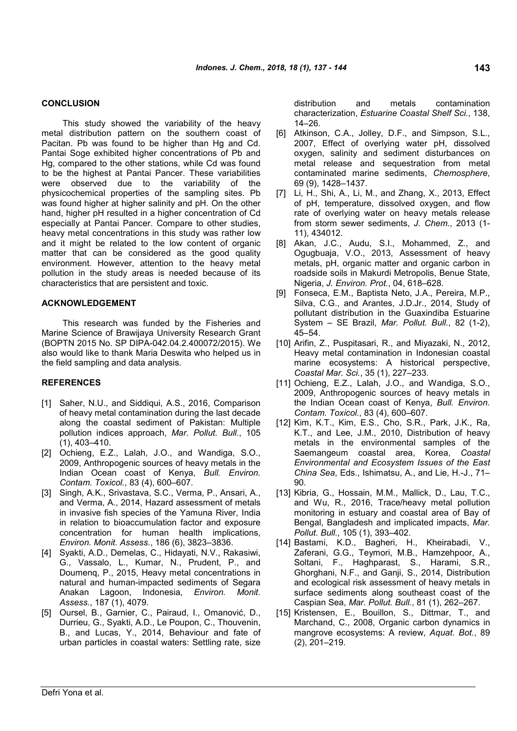## CONCLUSION

This study showed the variability of the heavy metal distribution pattern on the southern coast of Pacitan. Pb was found to be higher than Hg and Cd. Pantai Soge exhibited higher concentrations of Pb and Hg, compared to the other stations, while Cd was found to be the highest at Pantai Pancer. These variabilities were observed due to the variability of the physicochemical properties of the sampling sites. Pb was found higher at higher salinity and pH. On the other hand, higher pH resulted in a higher concentration of Cd especially at Pantai Pancer. Compare to other studies, heavy metal concentrations in this study was rather low and it might be related to the low content of organic matter that can be considered as the good quality environment. However, attention to the heavy metal pollution in the study areas is needed because of its characteristics that are persistent and toxic.

## ACKNOWLEDGEMENT

This research was funded by the Fisheries and Marine Science of Brawijaya University Research Grant (BOPTN 2015 No. SP DIPA-042.04.2.400072/2015). We also would like to thank Maria Deswita who helped us in the field sampling and data analysis.

## REFERENCES

[1] Saher, N.U., and Siddiqui, A.S., 2016, Comparison of heavy metal contamination during the last decade along the coastal sediment of Pakistan: Multiple pollution indices approach, *Mar. Pollut. Bull.*, 105 (1), 403–410.

[2] Ochieng, E.Z., Lalah, J.O., and Wandiga, S.O., 2009, Anthropogenic sources of heavy metals in the Indian Ocean coast of Kenya, *Bull. Environ. Contam. Toxicol.*, 83 (4), 600–607.

[3] Singh, A.K., Srivastava, S.C., Verma, P., Ansari, A., and Verma, A., 2014, Hazard assessment of metals in invasive fish species of the Yamuna River, India in relation to bioaccumulation factor and exposure concentration for human health implications, *Environ. Monit. Assess.*, 186 (6), 3823–3836.

[4] Syakti, A.D., Demelas, C., Hidayati, N.V., Rakasiwi, G., Vassalo, L., Kumar, N., Prudent, P., and Doumenq, P., 2015, Heavy metal concentrations in natural and human-impacted sediments of Segara Anakan Lagoon, Indonesia, *Environ. Monit. Assess.*, 187 (1), 4079.

[5] Oursel, B., Garnier, C., Pairaud, I., Omanović, D., Durrieu, G., Syakti, A.D., Le Poupon, C., Thouvenin, B., and Lucas, Y., 2014, Behaviour and fate of urban particles in coastal waters: Settling rate, size distribution and metals contamination characterization, *Estuarine Coastal Shelf Sci.*, 138, 14–26.

[6] Atkinson, C.A., Jolley, D.F., and Simpson, S.L., 2007, Effect of overlying water pH, dissolved oxygen, salinity and sediment disturbances on metal release and sequestration from metal contaminated marine sediments, *Chemosphere*, 69 (9), 1428–1437.

[7] Li, H., Shi, A., Li, M., and Zhang, X., 2013, Effect of pH, temperature, dissolved oxygen, and flow rate of overlying water on heavy metals release from storm sewer sediments, *J. Chem.*, 2013 (1-11), 434012.

[8] Akan, J.C., Audu, S.I., Mohammed, Z., and Ogugbuaja, V.O., 2013, Assessment of heavy metals, pH, organic matter and organic carbon in roadside soils in Makurdi Metropolis, Benue State, Nigeria, *J. Environ. Prot.*, 04, 618–628.

[9] Fonseca, E.M., Baptista Neto, J.A., Pereira, M.P., Silva, C.G., and Arantes, J.D.Jr., 2014, Study of pollutant distribution in the Guaxindiba Estuarine System – SE Brazil, *Mar. Pollut. Bull.*, 82 (1-2), 45–54.

[10] Arifin, Z., Puspitasari, R., and Miyazaki, N., 2012, Heavy metal contamination in Indonesian coastal marine ecosystems: A historical perspective, *Coastal Mar. Sci.*, 35 (1), 227–233.

[11] Ochieng, E.Z., Lalah, J.O., and Wandiga, S.O., 2009, Anthropogenic sources of heavy metals in the Indian Ocean coast of Kenya, *Bull. Environ. Contam. Toxicol.*, 83 (4), 600–607.

[12] Kim, K.T., Kim, E.S., Cho, S.R., Park, J.K., Ra, K.T., and Lee, J.M., 2010, Distribution of heavy metals in the environmental samples of the Saemangeum coastal area, Korea, *Coastal Environmental and Ecosystem Issues of the East China Sea*, Eds., Ishimatsu, A., and Lie, H.-J., 71–90.

[13] Kibria, G., Hossain, M.M., Mallick, D., Lau, T.C., and Wu, R., 2016, Trace/heavy metal pollution monitoring in estuary and coastal area of Bay of Bengal, Bangladesh and implicated impacts, *Mar. Pollut. Bull.*, 105 (1), 393–402.

[14] Bastami, K.D., Bagheri, H., Kheirabadi, V., Zaferani, G.G., Teymori, M.B., Hamzehpoor, A., Soltani, F., Haghparast, S., Harami, S.R., Ghorghani, N.F., and Ganji, S., 2014, Distribution and ecological risk assessment of heavy metals in surface sediments along southeast coast of the Caspian Sea, *Mar. Pollut. Bull.*, 81 (1), 262–267.

[15] Kristensen, E., Bouillon, S., Dittmar, T., and Marchand, C., 2008, Organic carbon dynamics in mangrove ecosystems: A review, *Aquat. Bot.*, 89 (2), 201–219.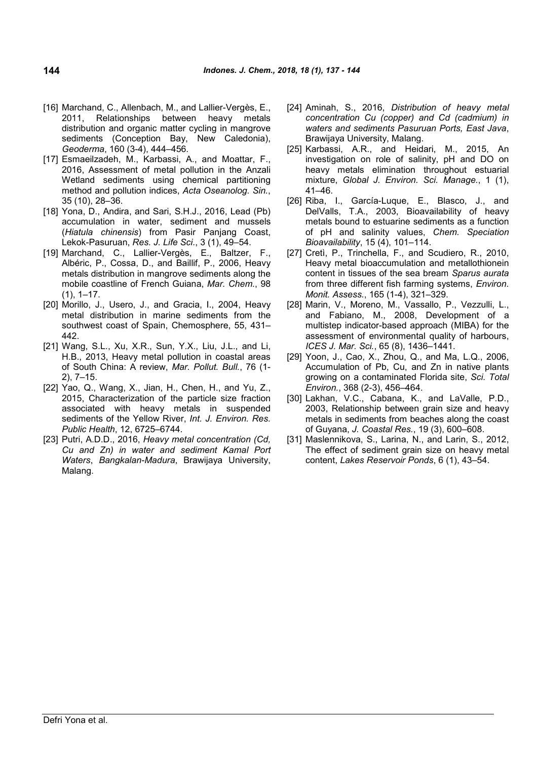[16] Marchand, C., Allenbach, M., and Lallier-Vergès, E., 2011, Relationships between heavy metals distribution and organic matter cycling in mangrove sediments (Conception Bay, New Caledonia), *Geoderma*, 160 (3-4), 444–456.

[17] Esmaeilzadeh, M., Karbassi, A., and Moattar, F., 2016, Assessment of metal pollution in the Anzali Wetland sediments using chemical partitioning method and pollution indices, *Acta Oseanolog. Sin.*, 35 (10), 28–36.

[18] Yona, D., Andira, and Sari, S.H.J., 2016, Lead (Pb) accumulation in water, sediment and mussels (*Hiatula chinensis*) from Pasir Panjang Coast, Lekok-Pasuruan, *Res. J. Life Sci.*, 3 (1), 49–54.

[19] Marchand, C., Lallier-Vergès, E., Baltzer, F., Albéric, P., Cossa, D., and Baillif, P., 2006, Heavy metals distribution in mangrove sediments along the mobile coastline of French Guiana, *Mar. Chem.*, 98 (1), 1–17.

[20] Morillo, J., Usero, J., and Gracia, I., 2004, Heavy metal distribution in marine sediments from the southwest coast of Spain, Chemosphere, 55, 431–442.

[21] Wang, S.L., Xu, X.R., Sun, Y.X., Liu, J.L., and Li, H.B., 2013, Heavy metal pollution in coastal areas of South China: A review, *Mar. Pollut. Bull.*, 76 (1-2), 7–15.

[22] Yao, Q., Wang, X., Jian, H., Chen, H., and Yu, Z., 2015, Characterization of the particle size fraction associated with heavy metals in suspended sediments of the Yellow River, *Int. J. Environ. Res. Public Health*, 12, 6725–6744.

[23] Putri, A.D.D., 2016, *Heavy metal concentration (Cd, Cu and Zn) in water and sediment Kamal Port Waters*, *Bangkalan-Madura*, Brawijaya University, Malang.

[24] Aminah, S., 2016, *Distribution of heavy metal concentration Cu (copper) and Cd (cadmium) in waters and sediments Pasuruan Ports, East Java*, Brawijaya University, Malang.

[25] Karbassi, A.R., and Heidari, M., 2015, An investigation on role of salinity, pH and DO on heavy metals elimination throughout estuarial mixture, *Global J. Environ. Sci. Manage.*, 1 (1), 41–46.

[26] Riba, I., García-Luque, E., Blasco, J., and DelValls, T.A., 2003, Bioavailability of heavy metals bound to estuarine sediments as a function of pH and salinity values, *Chem. Speciation Bioavailability*, 15 (4), 101–114.

[27] Cretì, P., Trinchella, F., and Scudiero, R., 2010, Heavy metal bioaccumulation and metallothionein content in tissues of the sea bream *Sparus aurata* from three different fish farming systems, *Environ. Monit. Assess.*, 165 (1-4), 321–329.

[28] Marin, V., Moreno, M., Vassallo, P., Vezzulli, L., and Fabiano, M., 2008, Development of a multistep indicator-based approach (MIBA) for the assessment of environmental quality of harbours, *ICES J. Mar. Sci.*, 65 (8), 1436–1441.

[29] Yoon, J., Cao, X., Zhou, Q., and Ma, L.Q., 2006, Accumulation of Pb, Cu, and Zn in native plants growing on a contaminated Florida site, *Sci. Total Environ.*, 368 (2-3), 456–464.

[30] Lakhan, V.C., Cabana, K., and LaValle, P.D., 2003, Relationship between grain size and heavy metals in sediments from beaches along the coast of Guyana, *J. Coastal Res.*, 19 (3), 600–608.

[31] Maslennikova, S., Larina, N., and Larin, S., 2012, The effect of sediment grain size on heavy metal content, *Lakes Reservoir Ponds*, 6 (1), 43–54.